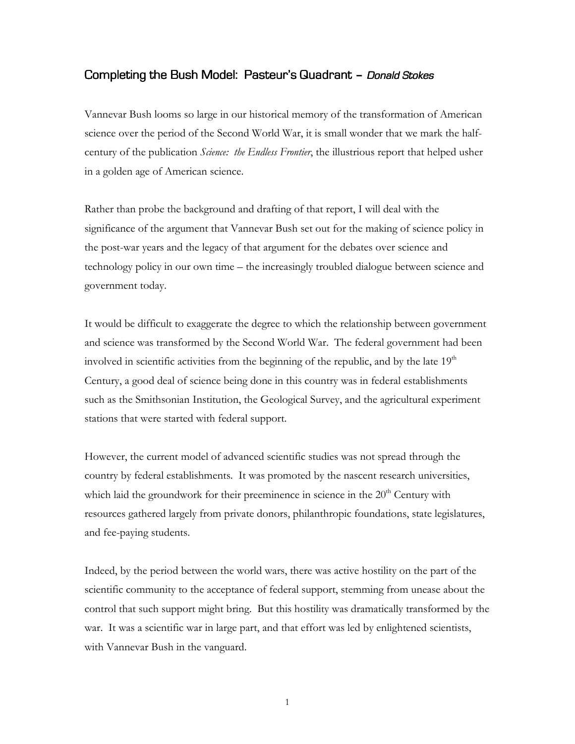## Completing the Bush Model: Pasteur's Quadrant – *Donald Stokes*

Vannevar Bush looms so large in our historical memory of the transformation of American science over the period of the Second World War, it is small wonder that we mark the half-century of the publication *Science: the Endless Frontier*, the illustrious report that helped usher in a golden age of American science.

Rather than probe the background and drafting of that report, I will deal with the significance of the argument that Vannevar Bush set out for the making of science policy in the post-war years and the legacy of that argument for the debates over science and technology policy in our own time – the increasingly troubled dialogue between science and government today.

It would be difficult to exaggerate the degree to which the relationship between government and science was transformed by the Second World War. The federal government had been involved in scientific activities from the beginning of the republic, and by the late 19th Century, a good deal of science being done in this country was in federal establishments such as the Smithsonian Institution, the Geological Survey, and the agricultural experiment stations that were started with federal support.

However, the current model of advanced scientific studies was not spread through the country by federal establishments. It was promoted by the nascent research universities, which laid the groundwork for their preeminence in science in the 20th Century with resources gathered largely from private donors, philanthropic foundations, state legislatures, and fee-paying students.

Indeed, by the period between the world wars, there was active hostility on the part of the scientific community to the acceptance of federal support, stemming from unease about the control that such support might bring. But this hostility was dramatically transformed by the war. It was a scientific war in large part, and that effort was led by enlightened scientists, with Vannevar Bush in the vanguard.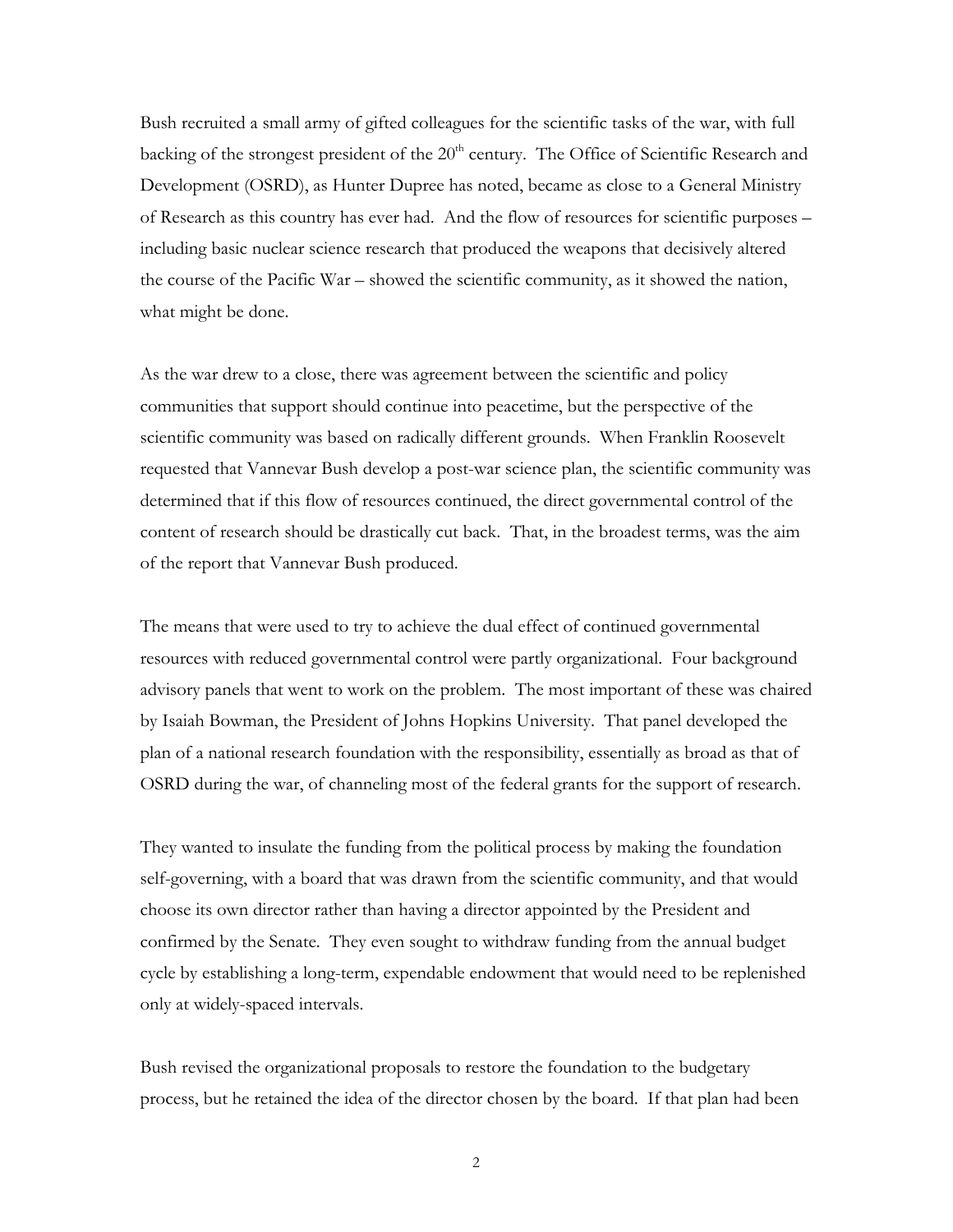Bush recruited a small army of gifted colleagues for the scientific tasks of the war, with full backing of the strongest president of the 20th century. The Office of Scientific Research and Development (OSRD), as Hunter Dupree has noted, became as close to a General Ministry of Research as this country has ever had. And the flow of resources for scientific purposes – including basic nuclear science research that produced the weapons that decisively altered the course of the Pacific War – showed the scientific community, as it showed the nation, what might be done.

As the war drew to a close, there was agreement between the scientific and policy communities that support should continue into peacetime, but the perspective of the scientific community was based on radically different grounds. When Franklin Roosevelt requested that Vannevar Bush develop a post-war science plan, the scientific community was determined that if this flow of resources continued, the direct governmental control of the content of research should be drastically cut back. That, in the broadest terms, was the aim of the report that Vannevar Bush produced.

The means that were used to try to achieve the dual effect of continued governmental resources with reduced governmental control were partly organizational. Four background advisory panels that went to work on the problem. The most important of these was chaired by Isaiah Bowman, the President of Johns Hopkins University. That panel developed the plan of a national research foundation with the responsibility, essentially as broad as that of OSRD during the war, of channeling most of the federal grants for the support of research.

They wanted to insulate the funding from the political process by making the foundation self-governing, with a board that was drawn from the scientific community, and that would choose its own director rather than having a director appointed by the President and confirmed by the Senate. They even sought to withdraw funding from the annual budget cycle by establishing a long-term, expendable endowment that would need to be replenished only at widely-spaced intervals.

Bush revised the organizational proposals to restore the foundation to the budgetary process, but he retained the idea of the director chosen by the board. If that plan had been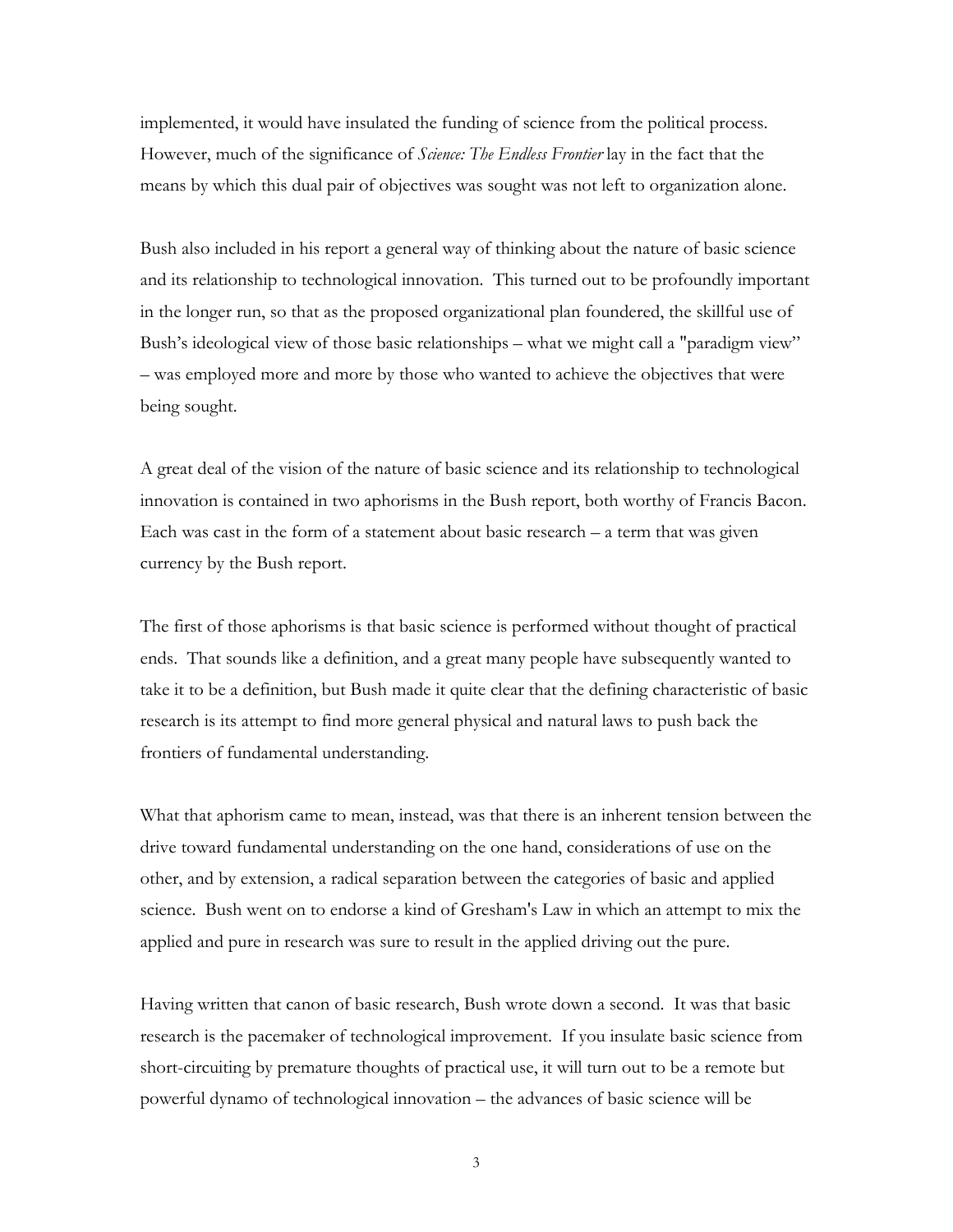implemented, it would have insulated the funding of science from the political process. However, much of the significance of *Science: The Endless Frontier* lay in the fact that the means by which this dual pair of objectives was sought was not left to organization alone.

Bush also included in his report a general way of thinking about the nature of basic science and its relationship to technological innovation. This turned out to be profoundly important in the longer run, so that as the proposed organizational plan foundered, the skillful use of Bush's ideological view of those basic relationships – what we might call a "paradigm view" – was employed more and more by those who wanted to achieve the objectives that were being sought.

A great deal of the vision of the nature of basic science and its relationship to technological innovation is contained in two aphorisms in the Bush report, both worthy of Francis Bacon. Each was cast in the form of a statement about basic research – a term that was given currency by the Bush report.

The first of those aphorisms is that basic science is performed without thought of practical ends. That sounds like a definition, and a great many people have subsequently wanted to take it to be a definition, but Bush made it quite clear that the defining characteristic of basic research is its attempt to find more general physical and natural laws to push back the frontiers of fundamental understanding.

What that aphorism came to mean, instead, was that there is an inherent tension between the drive toward fundamental understanding on the one hand, considerations of use on the other, and by extension, a radical separation between the categories of basic and applied science. Bush went on to endorse a kind of Gresham's Law in which an attempt to mix the applied and pure in research was sure to result in the applied driving out the pure.

Having written that canon of basic research, Bush wrote down a second. It was that basic research is the pacemaker of technological improvement. If you insulate basic science from short-circuiting by premature thoughts of practical use, it will turn out to be a remote but powerful dynamo of technological innovation – the advances of basic science will be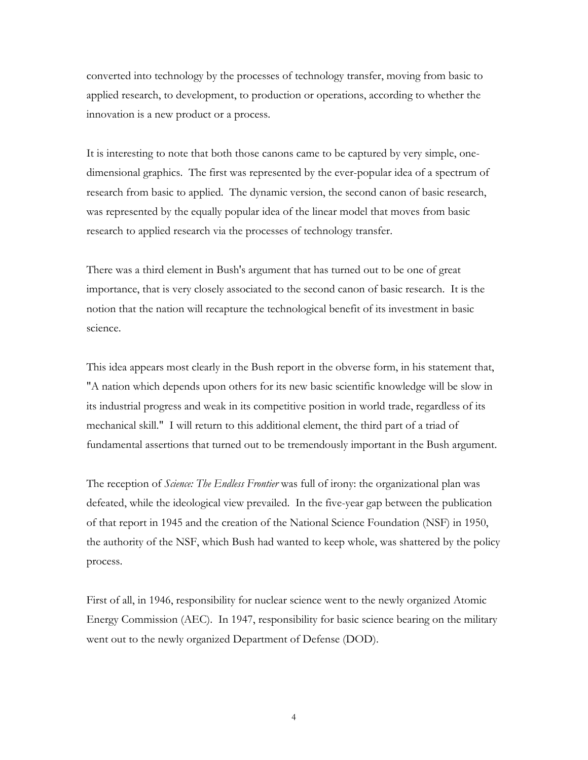converted into technology by the processes of technology transfer, moving from basic to applied research, to development, to production or operations, according to whether the innovation is a new product or a process.

It is interesting to note that both those canons came to be captured by very simple, one-dimensional graphics. The first was represented by the ever-popular idea of a spectrum of research from basic to applied. The dynamic version, the second canon of basic research, was represented by the equally popular idea of the linear model that moves from basic research to applied research via the processes of technology transfer.

There was a third element in Bush's argument that has turned out to be one of great importance, that is very closely associated to the second canon of basic research. It is the notion that the nation will recapture the technological benefit of its investment in basic science.

This idea appears most clearly in the Bush report in the obverse form, in his statement that, "A nation which depends upon others for its new basic scientific knowledge will be slow in its industrial progress and weak in its competitive position in world trade, regardless of its mechanical skill." I will return to this additional element, the third part of a triad of fundamental assertions that turned out to be tremendously important in the Bush argument.

The reception of *Science: The Endless Frontier* was full of irony: the organizational plan was defeated, while the ideological view prevailed. In the five-year gap between the publication of that report in 1945 and the creation of the National Science Foundation (NSF) in 1950, the authority of the NSF, which Bush had wanted to keep whole, was shattered by the policy process.

First of all, in 1946, responsibility for nuclear science went to the newly organized Atomic Energy Commission (AEC). In 1947, responsibility for basic science bearing on the military went out to the newly organized Department of Defense (DOD).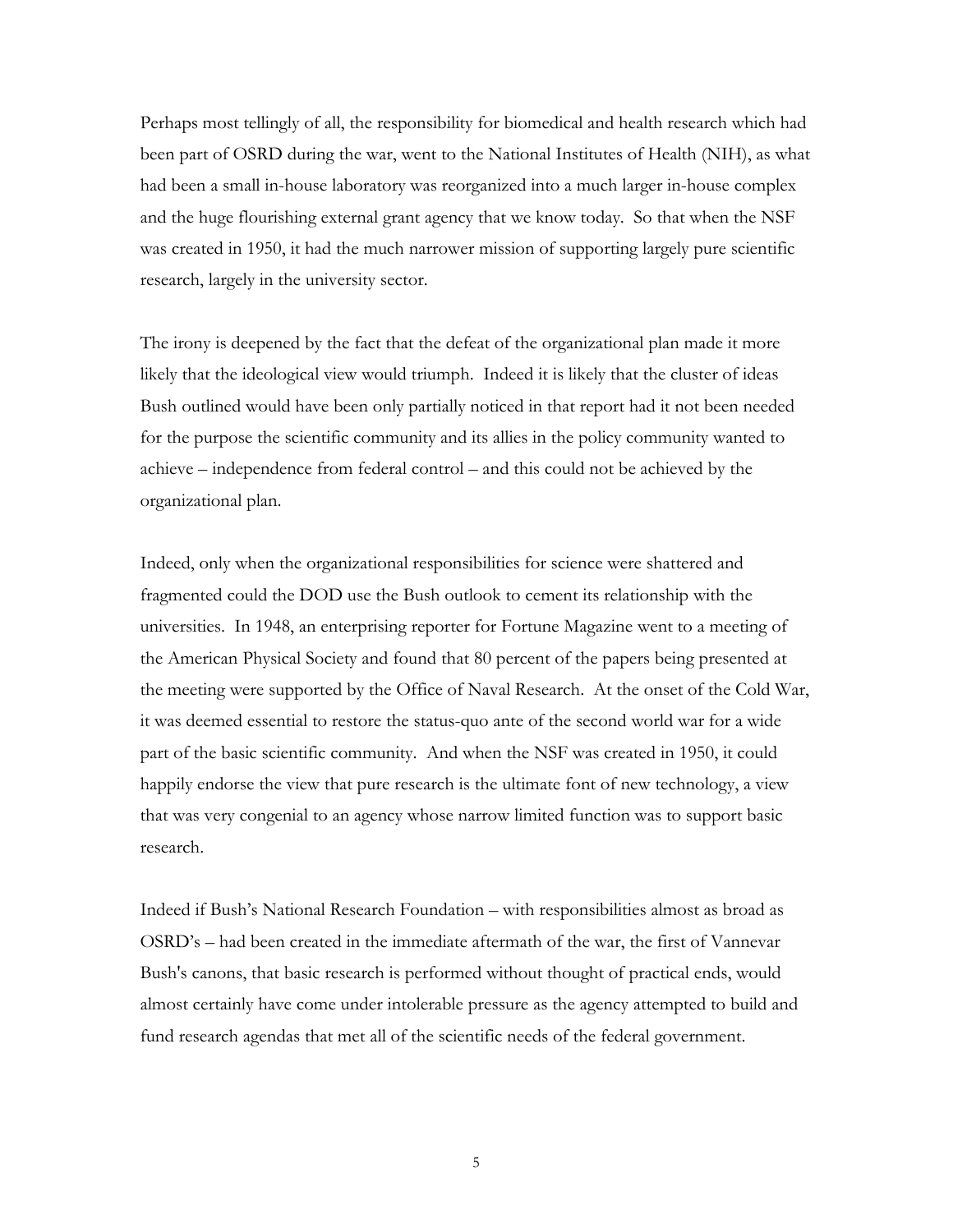Perhaps most tellingly of all, the responsibility for biomedical and health research which had been part of OSRD during the war, went to the National Institutes of Health (NIH), as what had been a small in-house laboratory was reorganized into a much larger in-house complex and the huge flourishing external grant agency that we know today. So that when the NSF was created in 1950, it had the much narrower mission of supporting largely pure scientific research, largely in the university sector.

The irony is deepened by the fact that the defeat of the organizational plan made it more likely that the ideological view would triumph. Indeed it is likely that the cluster of ideas Bush outlined would have been only partially noticed in that report had it not been needed for the purpose the scientific community and its allies in the policy community wanted to achieve – independence from federal control – and this could not be achieved by the organizational plan.

Indeed, only when the organizational responsibilities for science were shattered and fragmented could the DOD use the Bush outlook to cement its relationship with the universities. In 1948, an enterprising reporter for Fortune Magazine went to a meeting of the American Physical Society and found that 80 percent of the papers being presented at the meeting were supported by the Office of Naval Research. At the onset of the Cold War, it was deemed essential to restore the status-quo ante of the second world war for a wide part of the basic scientific community. And when the NSF was created in 1950, it could happily endorse the view that pure research is the ultimate font of new technology, a view that was very congenial to an agency whose narrow limited function was to support basic research.

Indeed if Bush's National Research Foundation – with responsibilities almost as broad as OSRD's – had been created in the immediate aftermath of the war, the first of Vannevar Bush's canons, that basic research is performed without thought of practical ends, would almost certainly have come under intolerable pressure as the agency attempted to build and fund research agendas that met all of the scientific needs of the federal government.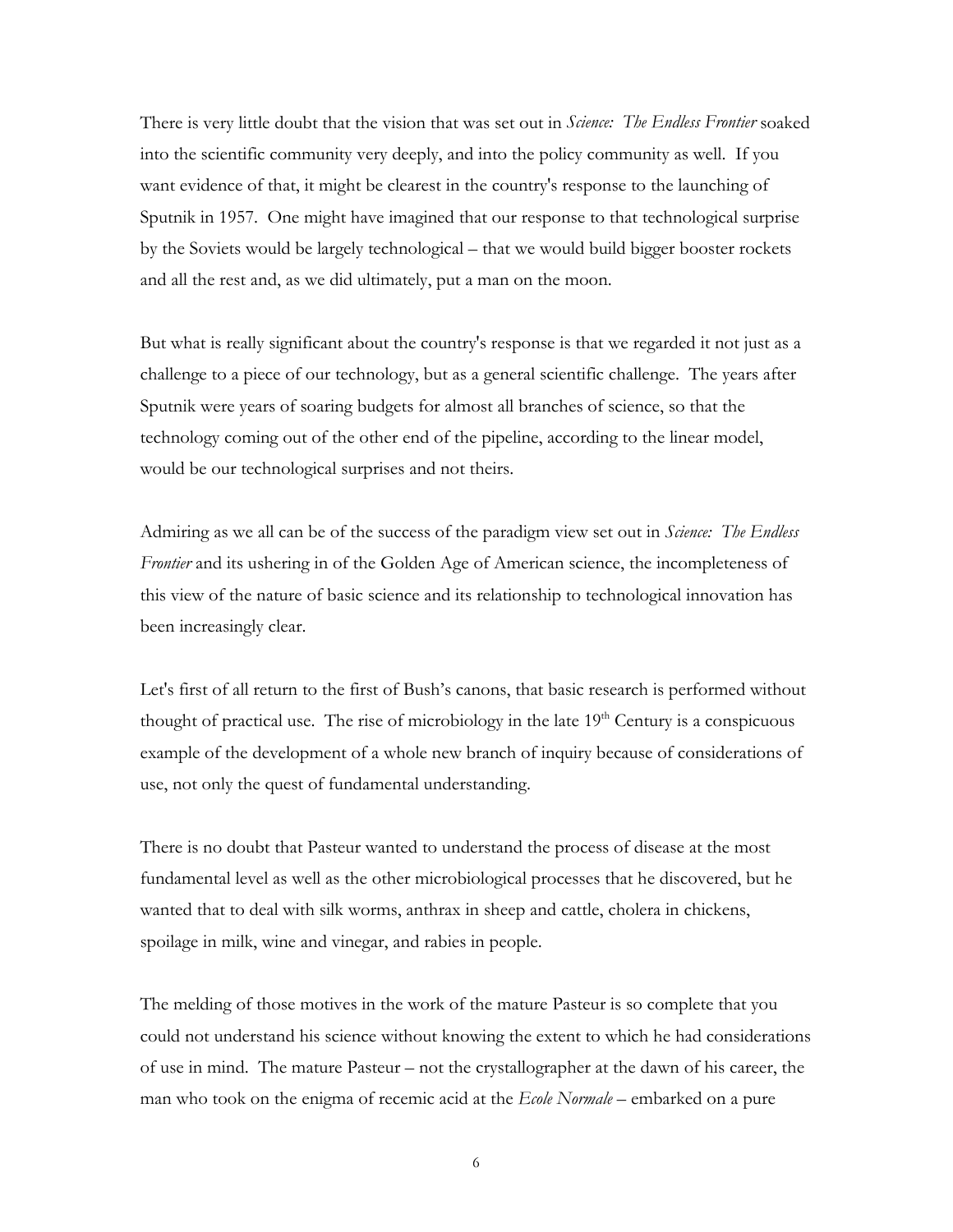There is very little doubt that the vision that was set out in *Science: The Endless Frontier* soaked into the scientific community very deeply, and into the policy community as well. If you want evidence of that, it might be clearest in the country's response to the launching of Sputnik in 1957. One might have imagined that our response to that technological surprise by the Soviets would be largely technological – that we would build bigger booster rockets and all the rest and, as we did ultimately, put a man on the moon.

But what is really significant about the country's response is that we regarded it not just as a challenge to a piece of our technology, but as a general scientific challenge. The years after Sputnik were years of soaring budgets for almost all branches of science, so that the technology coming out of the other end of the pipeline, according to the linear model, would be our technological surprises and not theirs.

Admiring as we all can be of the success of the paradigm view set out in *Science: The Endless Frontier* and its ushering in of the Golden Age of American science, the incompleteness of this view of the nature of basic science and its relationship to technological innovation has been increasingly clear.

Let's first of all return to the first of Bush's canons, that basic research is performed without thought of practical use. The rise of microbiology in the late 19th Century is a conspicuous example of the development of a whole new branch of inquiry because of considerations of use, not only the quest of fundamental understanding.

There is no doubt that Pasteur wanted to understand the process of disease at the most fundamental level as well as the other microbiological processes that he discovered, but he wanted that to deal with silk worms, anthrax in sheep and cattle, cholera in chickens, spoilage in milk, wine and vinegar, and rabies in people.

The melding of those motives in the work of the mature Pasteur is so complete that you could not understand his science without knowing the extent to which he had considerations of use in mind. The mature Pasteur – not the crystallographer at the dawn of his career, the man who took on the enigma of recemic acid at the *Ecole Normale* – embarked on a pure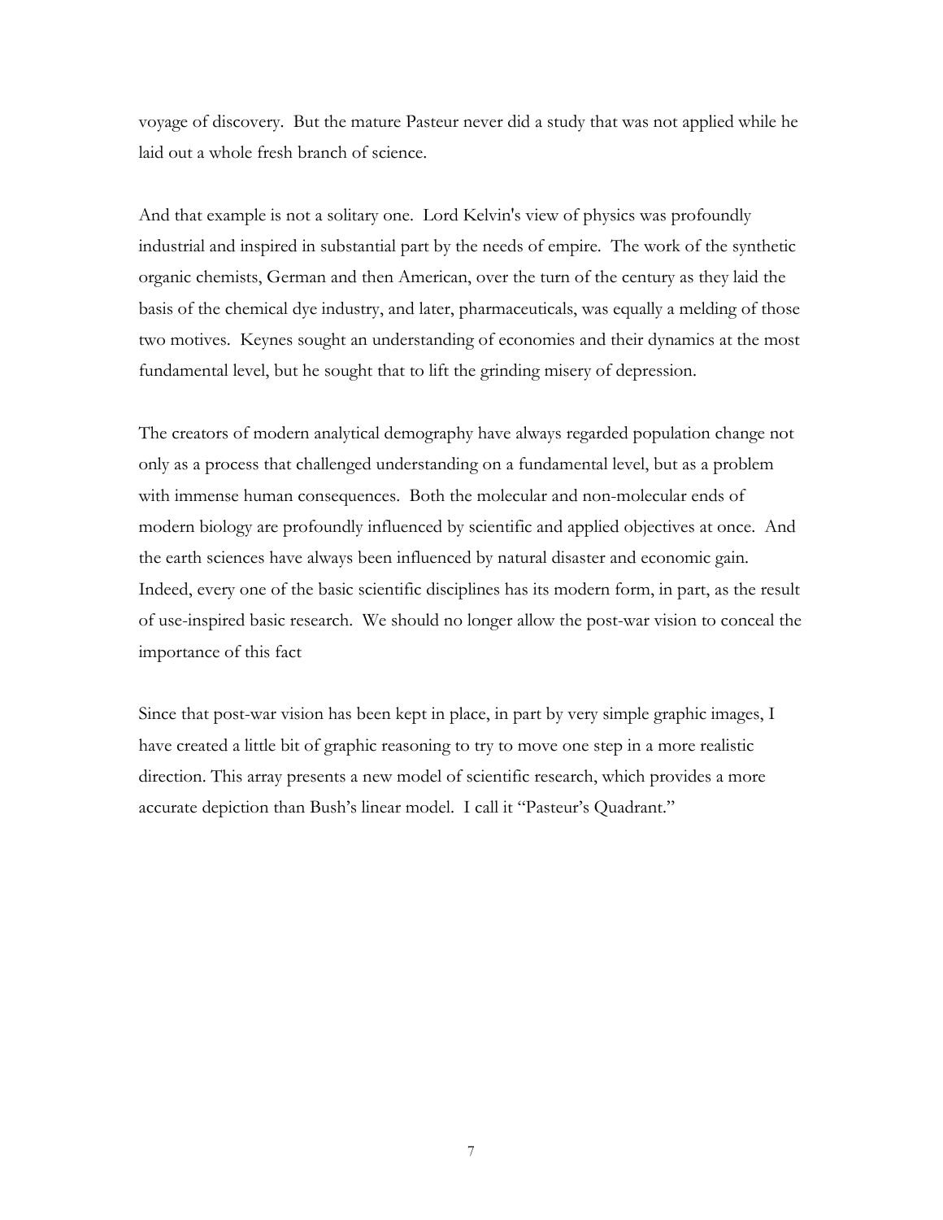voyage of discovery. But the mature Pasteur never did a study that was not applied while he laid out a whole fresh branch of science.

And that example is not a solitary one. Lord Kelvin's view of physics was profoundly industrial and inspired in substantial part by the needs of empire. The work of the synthetic organic chemists, German and then American, over the turn of the century as they laid the basis of the chemical dye industry, and later, pharmaceuticals, was equally a melding of those two motives. Keynes sought an understanding of economies and their dynamics at the most fundamental level, but he sought that to lift the grinding misery of depression.

The creators of modern analytical demography have always regarded population change not only as a process that challenged understanding on a fundamental level, but as a problem with immense human consequences. Both the molecular and non-molecular ends of modern biology are profoundly influenced by scientific and applied objectives at once. And the earth sciences have always been influenced by natural disaster and economic gain. Indeed, every one of the basic scientific disciplines has its modern form, in part, as the result of use-inspired basic research. We should no longer allow the post-war vision to conceal the importance of this fact

Since that post-war vision has been kept in place, in part by very simple graphic images, I have created a little bit of graphic reasoning to try to move one step in a more realistic direction. This array presents a new model of scientific research, which provides a more accurate depiction than Bush's linear model. I call it "Pasteur's Quadrant."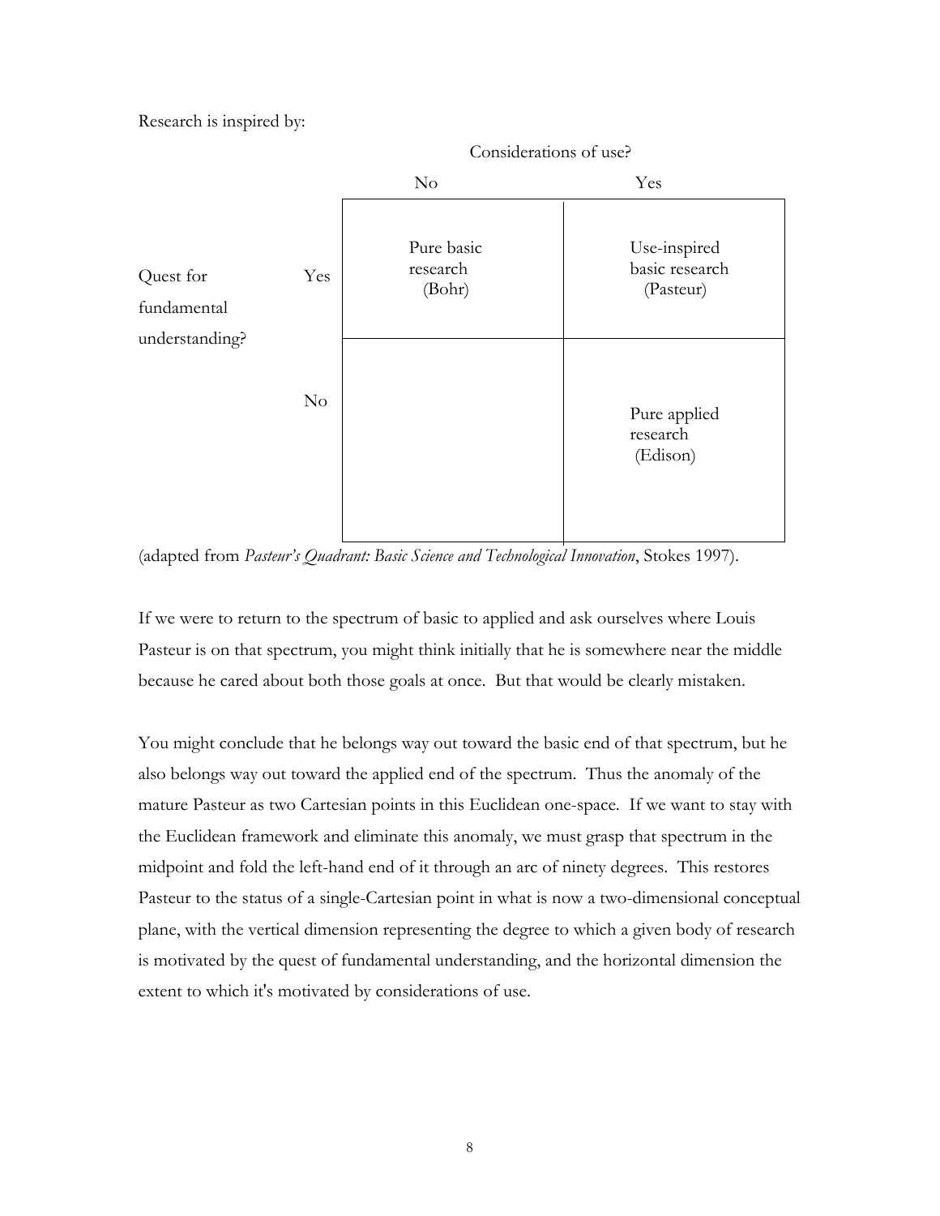Research is inspired by:

| | | Considerations of use? | |
|---|---|---|---|
| | | No | Yes |
| Quest for fundamental understanding? | Yes | Pure basic research (Bohr) | Use-inspired basic research (Pasteur) |
| | No | | Pure applied research (Edison) |

(adapted from *Pasteur's Quadrant: Basic Science and Technological Innovation*, Stokes 1997).

If we were to return to the spectrum of basic to applied and ask ourselves where Louis Pasteur is on that spectrum, you might think initially that he is somewhere near the middle because he cared about both those goals at once. But that would be clearly mistaken.

You might conclude that he belongs way out toward the basic end of that spectrum, but he also belongs way out toward the applied end of the spectrum. Thus the anomaly of the mature Pasteur as two Cartesian points in this Euclidean one-space. If we want to stay with the Euclidean framework and eliminate this anomaly, we must grasp that spectrum in the midpoint and fold the left-hand end of it through an arc of ninety degrees. This restores Pasteur to the status of a single-Cartesian point in what is now a two-dimensional conceptual plane, with the vertical dimension representing the degree to which a given body of research is motivated by the quest of fundamental understanding, and the horizontal dimension the extent to which it's motivated by considerations of use.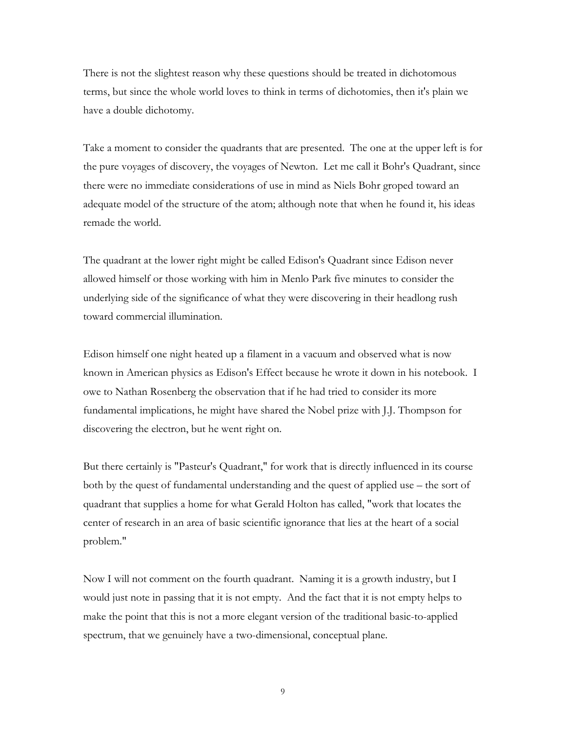There is not the slightest reason why these questions should be treated in dichotomous terms, but since the whole world loves to think in terms of dichotomies, then it's plain we have a double dichotomy.

Take a moment to consider the quadrants that are presented. The one at the upper left is for the pure voyages of discovery, the voyages of Newton. Let me call it Bohr's Quadrant, since there were no immediate considerations of use in mind as Niels Bohr groped toward an adequate model of the structure of the atom; although note that when he found it, his ideas remade the world.

The quadrant at the lower right might be called Edison's Quadrant since Edison never allowed himself or those working with him in Menlo Park five minutes to consider the underlying side of the significance of what they were discovering in their headlong rush toward commercial illumination.

Edison himself one night heated up a filament in a vacuum and observed what is now known in American physics as Edison's Effect because he wrote it down in his notebook. I owe to Nathan Rosenberg the observation that if he had tried to consider its more fundamental implications, he might have shared the Nobel prize with J.J. Thompson for discovering the electron, but he went right on.

But there certainly is "Pasteur's Quadrant," for work that is directly influenced in its course both by the quest of fundamental understanding and the quest of applied use – the sort of quadrant that supplies a home for what Gerald Holton has called, "work that locates the center of research in an area of basic scientific ignorance that lies at the heart of a social problem."

Now I will not comment on the fourth quadrant. Naming it is a growth industry, but I would just note in passing that it is not empty. And the fact that it is not empty helps to make the point that this is not a more elegant version of the traditional basic-to-applied spectrum, that we genuinely have a two-dimensional, conceptual plane.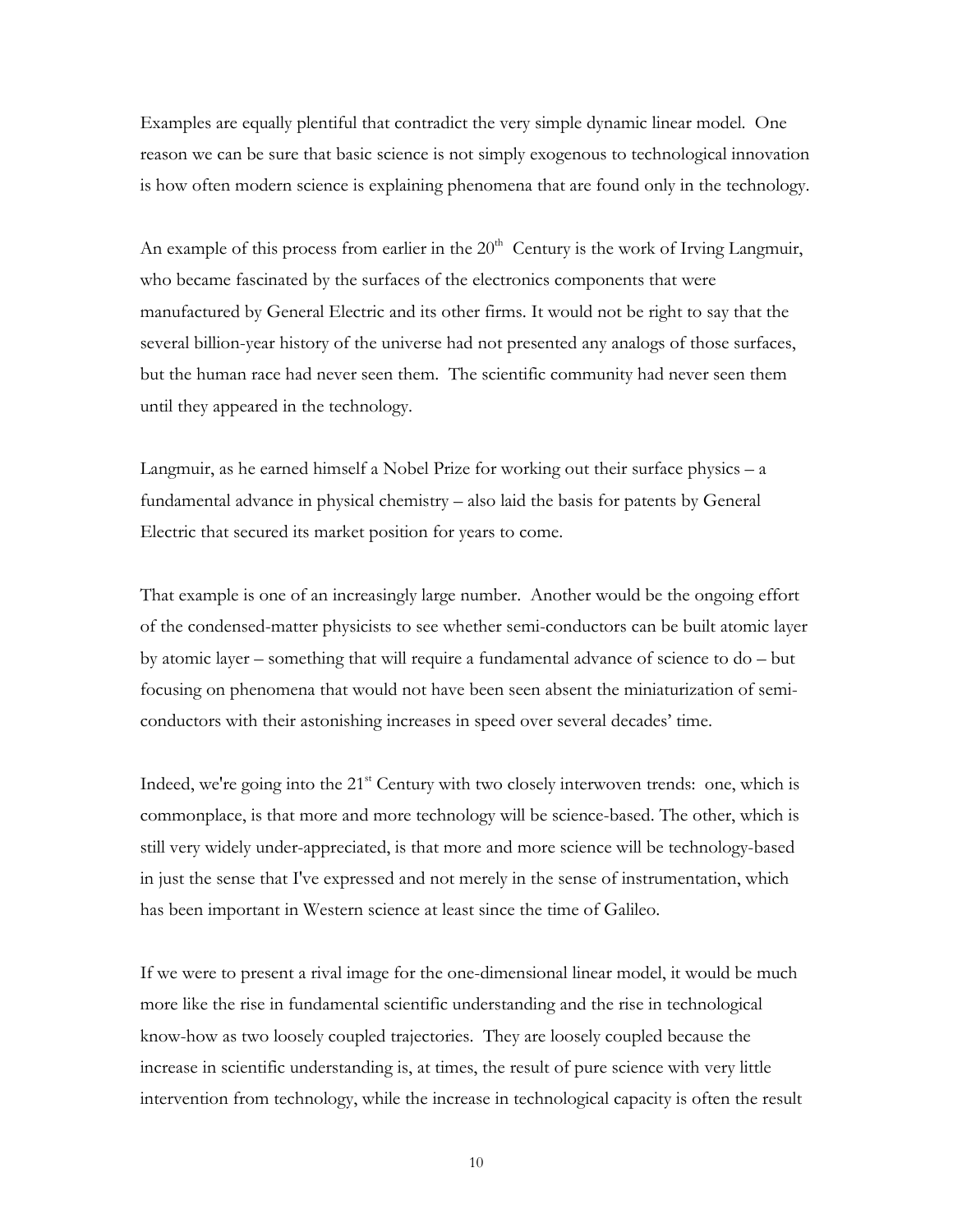Examples are equally plentiful that contradict the very simple dynamic linear model. One reason we can be sure that basic science is not simply exogenous to technological innovation is how often modern science is explaining phenomena that are found only in the technology.

An example of this process from earlier in the 20th Century is the work of Irving Langmuir, who became fascinated by the surfaces of the electronics components that were manufactured by General Electric and its other firms. It would not be right to say that the several billion-year history of the universe had not presented any analogs of those surfaces, but the human race had never seen them. The scientific community had never seen them until they appeared in the technology.

Langmuir, as he earned himself a Nobel Prize for working out their surface physics – a fundamental advance in physical chemistry – also laid the basis for patents by General Electric that secured its market position for years to come.

That example is one of an increasingly large number. Another would be the ongoing effort of the condensed-matter physicists to see whether semi-conductors can be built atomic layer by atomic layer – something that will require a fundamental advance of science to do – but focusing on phenomena that would not have been seen absent the miniaturization of semi-conductors with their astonishing increases in speed over several decades' time.

Indeed, we're going into the 21st Century with two closely interwoven trends: one, which is commonplace, is that more and more technology will be science-based. The other, which is still very widely under-appreciated, is that more and more science will be technology-based in just the sense that I've expressed and not merely in the sense of instrumentation, which has been important in Western science at least since the time of Galileo.

If we were to present a rival image for the one-dimensional linear model, it would be much more like the rise in fundamental scientific understanding and the rise in technological know-how as two loosely coupled trajectories. They are loosely coupled because the increase in scientific understanding is, at times, the result of pure science with very little intervention from technology, while the increase in technological capacity is often the result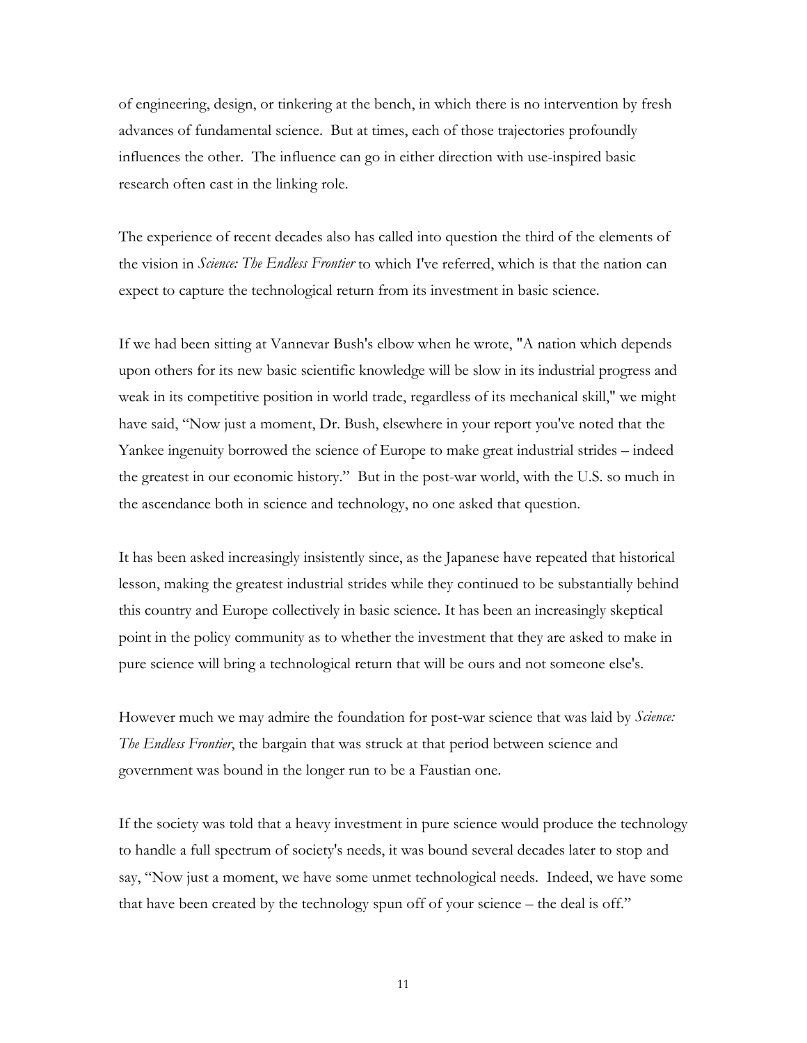of engineering, design, or tinkering at the bench, in which there is no intervention by fresh advances of fundamental science. But at times, each of those trajectories profoundly influences the other. The influence can go in either direction with use-inspired basic research often cast in the linking role.

The experience of recent decades also has called into question the third of the elements of the vision in *Science: The Endless Frontier* to which I've referred, which is that the nation can expect to capture the technological return from its investment in basic science.

If we had been sitting at Vannevar Bush's elbow when he wrote, "A nation which depends upon others for its new basic scientific knowledge will be slow in its industrial progress and weak in its competitive position in world trade, regardless of its mechanical skill," we might have said, "Now just a moment, Dr. Bush, elsewhere in your report you've noted that the Yankee ingenuity borrowed the science of Europe to make great industrial strides – indeed the greatest in our economic history." But in the post-war world, with the U.S. so much in the ascendance both in science and technology, no one asked that question.

It has been asked increasingly insistently since, as the Japanese have repeated that historical lesson, making the greatest industrial strides while they continued to be substantially behind this country and Europe collectively in basic science. It has been an increasingly skeptical point in the policy community as to whether the investment that they are asked to make in pure science will bring a technological return that will be ours and not someone else's.

However much we may admire the foundation for post-war science that was laid by *Science: The Endless Frontier*, the bargain that was struck at that period between science and government was bound in the longer run to be a Faustian one.

If the society was told that a heavy investment in pure science would produce the technology to handle a full spectrum of society's needs, it was bound several decades later to stop and say, "Now just a moment, we have some unmet technological needs. Indeed, we have some that have been created by the technology spun off of your science – the deal is off."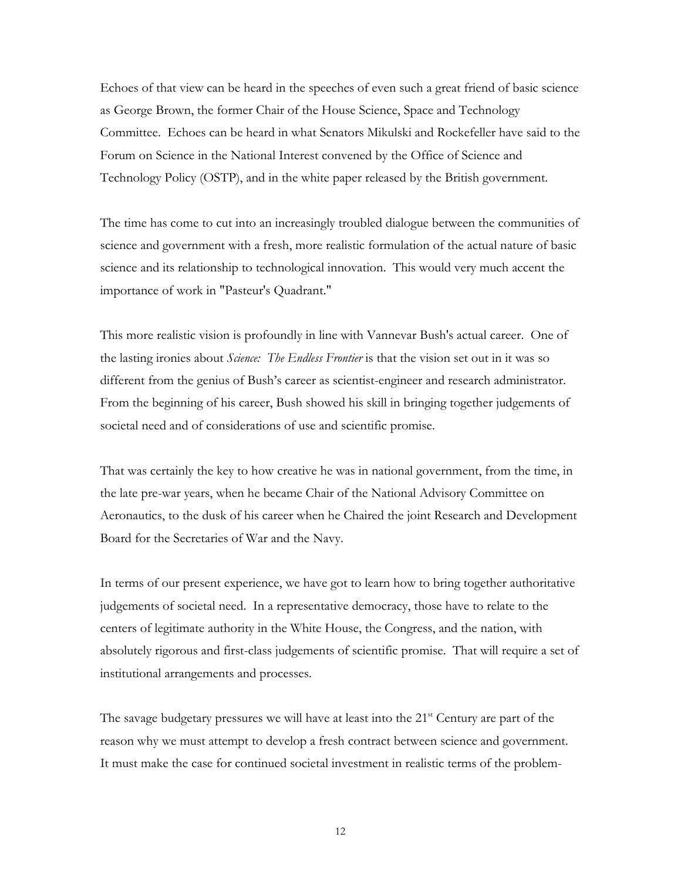Echoes of that view can be heard in the speeches of even such a great friend of basic science as George Brown, the former Chair of the House Science, Space and Technology Committee. Echoes can be heard in what Senators Mikulski and Rockefeller have said to the Forum on Science in the National Interest convened by the Office of Science and Technology Policy (OSTP), and in the white paper released by the British government.

The time has come to cut into an increasingly troubled dialogue between the communities of science and government with a fresh, more realistic formulation of the actual nature of basic science and its relationship to technological innovation. This would very much accent the importance of work in "Pasteur's Quadrant."

This more realistic vision is profoundly in line with Vannevar Bush's actual career. One of the lasting ironies about *Science: The Endless Frontier* is that the vision set out in it was so different from the genius of Bush's career as scientist-engineer and research administrator. From the beginning of his career, Bush showed his skill in bringing together judgements of societal need and of considerations of use and scientific promise.

That was certainly the key to how creative he was in national government, from the time, in the late pre-war years, when he became Chair of the National Advisory Committee on Aeronautics, to the dusk of his career when he Chaired the joint Research and Development Board for the Secretaries of War and the Navy.

In terms of our present experience, we have got to learn how to bring together authoritative judgements of societal need. In a representative democracy, those have to relate to the centers of legitimate authority in the White House, the Congress, and the nation, with absolutely rigorous and first-class judgements of scientific promise. That will require a set of institutional arrangements and processes.

The savage budgetary pressures we will have at least into the 21st Century are part of the reason why we must attempt to develop a fresh contract between science and government. It must make the case for continued societal investment in realistic terms of the problem-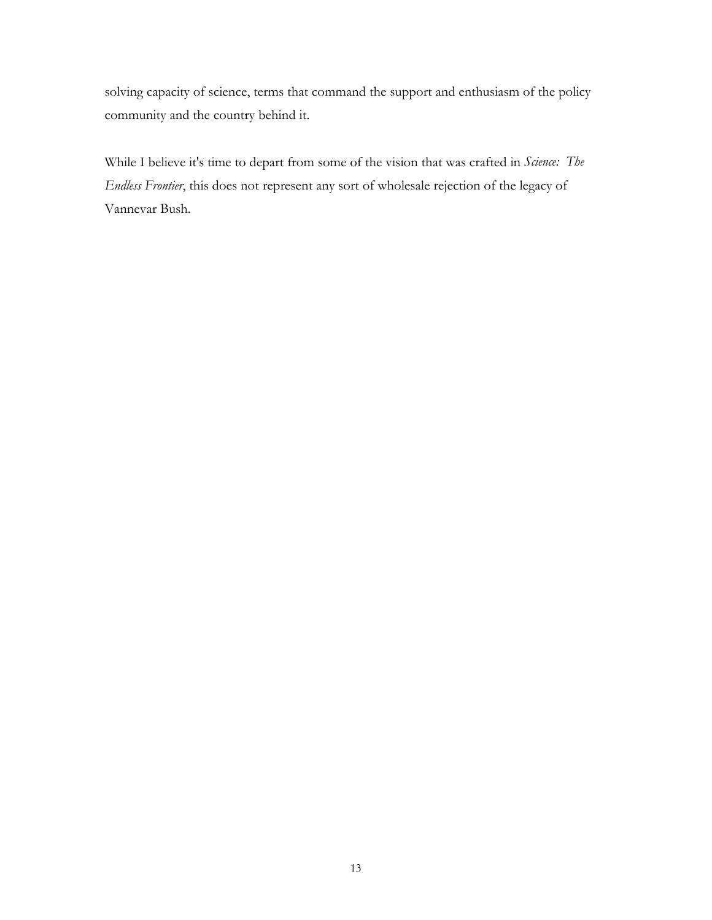solving capacity of science, terms that command the support and enthusiasm of the policy community and the country behind it.

While I believe it's time to depart from some of the vision that was crafted in *Science: The Endless Frontier*, this does not represent any sort of wholesale rejection of the legacy of Vannevar Bush.